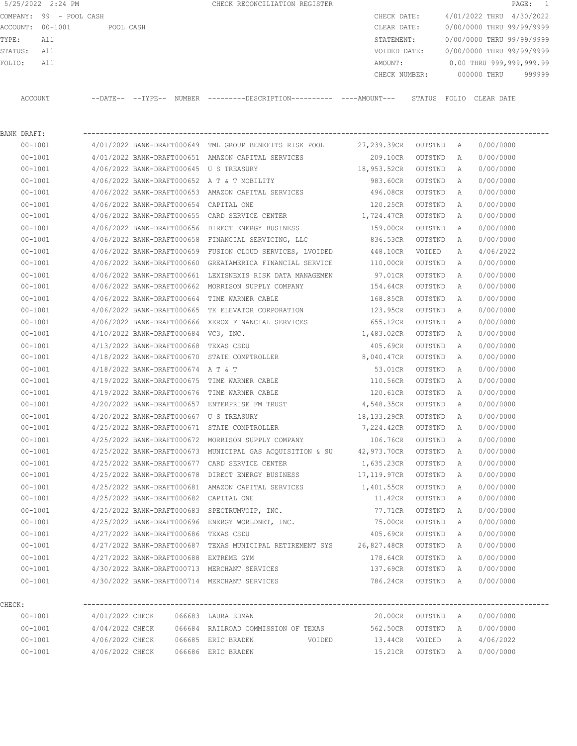5/25/2022 2:24 PM — CHECK RECONCILIATION REGISTER

COMPANY: 99 - POOL CASH
ACCOUNT: 00-1001 POOL CASH
TYPE: All
STATUS: All
FOLIO: All

CHECK DATE: 4/01/2022 THRU 4/30/2022
CLEAR DATE: 0/00/0000 THRU 99/99/9999
STATEMENT: 0/00/0000 THRU 99/99/9999
VOIDED DATE: 0/00/0000 THRU 99/99/9999
AMOUNT: 0.00 THRU 999,999,999.99
CHECK NUMBER: 000000 THRU 999999

| ACCOUNT | --DATE-- | --TYPE-- | NUMBER | ---------DESCRIPTION---------- | ----AMOUNT--- | STATUS | FOLIO | CLEAR DATE |
|---|---|---|---|---|---|---|---|---|
| **BANK DRAFT:** | | | | | | | | |
| 00-1001 | 4/01/2022 | BANK-DRAFT | 000649 | TML GROUP BENEFITS RISK POOL | 27,239.39CR | OUTSTND | A | 0/00/0000 |
| 00-1001 | 4/01/2022 | BANK-DRAFT | 000651 | AMAZON CAPITAL SERVICES | 209.10CR | OUTSTND | A | 0/00/0000 |
| 00-1001 | 4/06/2022 | BANK-DRAFT | 000645 | U S TREASURY | 18,953.52CR | OUTSTND | A | 0/00/0000 |
| 00-1001 | 4/06/2022 | BANK-DRAFT | 000652 | A T & T MOBILITY | 983.60CR | OUTSTND | A | 0/00/0000 |
| 00-1001 | 4/06/2022 | BANK-DRAFT | 000653 | AMAZON CAPITAL SERVICES | 496.08CR | OUTSTND | A | 0/00/0000 |
| 00-1001 | 4/06/2022 | BANK-DRAFT | 000654 | CAPITAL ONE | 120.25CR | OUTSTND | A | 0/00/0000 |
| 00-1001 | 4/06/2022 | BANK-DRAFT | 000655 | CARD SERVICE CENTER | 1,724.47CR | OUTSTND | A | 0/00/0000 |
| 00-1001 | 4/06/2022 | BANK-DRAFT | 000656 | DIRECT ENERGY BUSINESS | 159.00CR | OUTSTND | A | 0/00/0000 |
| 00-1001 | 4/06/2022 | BANK-DRAFT | 000658 | FINANCIAL SERVICING, LLC | 836.53CR | OUTSTND | A | 0/00/0000 |
| 00-1001 | 4/06/2022 | BANK-DRAFT | 000659 | FUSION CLOUD SERVICES, LVOIDED | 448.10CR | VOIDED | A | 4/06/2022 |
| 00-1001 | 4/06/2022 | BANK-DRAFT | 000660 | GREATAMERICA FINANCIAL SERVICE | 110.00CR | OUTSTND | A | 0/00/0000 |
| 00-1001 | 4/06/2022 | BANK-DRAFT | 000661 | LEXISNEXIS RISK DATA MANAGEMEN | 97.01CR | OUTSTND | A | 0/00/0000 |
| 00-1001 | 4/06/2022 | BANK-DRAFT | 000662 | MORRISON SUPPLY COMPANY | 154.64CR | OUTSTND | A | 0/00/0000 |
| 00-1001 | 4/06/2022 | BANK-DRAFT | 000664 | TIME WARNER CABLE | 168.85CR | OUTSTND | A | 0/00/0000 |
| 00-1001 | 4/06/2022 | BANK-DRAFT | 000665 | TK ELEVATOR CORPORATION | 123.95CR | OUTSTND | A | 0/00/0000 |
| 00-1001 | 4/06/2022 | BANK-DRAFT | 000666 | XEROX FINANCIAL SERVICES | 655.12CR | OUTSTND | A | 0/00/0000 |
| 00-1001 | 4/10/2022 | BANK-DRAFT | 000684 | VC3, INC. | 1,483.02CR | OUTSTND | A | 0/00/0000 |
| 00-1001 | 4/13/2022 | BANK-DRAFT | 000668 | TEXAS CSDU | 405.69CR | OUTSTND | A | 0/00/0000 |
| 00-1001 | 4/18/2022 | BANK-DRAFT | 000670 | STATE COMPTROLLER | 8,040.47CR | OUTSTND | A | 0/00/0000 |
| 00-1001 | 4/18/2022 | BANK-DRAFT | 000674 | A T & T | 53.01CR | OUTSTND | A | 0/00/0000 |
| 00-1001 | 4/19/2022 | BANK-DRAFT | 000675 | TIME WARNER CABLE | 110.56CR | OUTSTND | A | 0/00/0000 |
| 00-1001 | 4/19/2022 | BANK-DRAFT | 000676 | TIME WARNER CABLE | 120.61CR | OUTSTND | A | 0/00/0000 |
| 00-1001 | 4/20/2022 | BANK-DRAFT | 000657 | ENTERPRISE FM TRUST | 4,548.35CR | OUTSTND | A | 0/00/0000 |
| 00-1001 | 4/20/2022 | BANK-DRAFT | 000667 | U S TREASURY | 18,133.29CR | OUTSTND | A | 0/00/0000 |
| 00-1001 | 4/25/2022 | BANK-DRAFT | 000671 | STATE COMPTROLLER | 7,224.42CR | OUTSTND | A | 0/00/0000 |
| 00-1001 | 4/25/2022 | BANK-DRAFT | 000672 | MORRISON SUPPLY COMPANY | 106.76CR | OUTSTND | A | 0/00/0000 |
| 00-1001 | 4/25/2022 | BANK-DRAFT | 000673 | MUNICIPAL GAS ACQUISITION & SU | 42,973.70CR | OUTSTND | A | 0/00/0000 |
| 00-1001 | 4/25/2022 | BANK-DRAFT | 000677 | CARD SERVICE CENTER | 1,635.23CR | OUTSTND | A | 0/00/0000 |
| 00-1001 | 4/25/2022 | BANK-DRAFT | 000678 | DIRECT ENERGY BUSINESS | 17,119.97CR | OUTSTND | A | 0/00/0000 |
| 00-1001 | 4/25/2022 | BANK-DRAFT | 000681 | AMAZON CAPITAL SERVICES | 1,401.55CR | OUTSTND | A | 0/00/0000 |
| 00-1001 | 4/25/2022 | BANK-DRAFT | 000682 | CAPITAL ONE | 11.42CR | OUTSTND | A | 0/00/0000 |
| 00-1001 | 4/25/2022 | BANK-DRAFT | 000683 | SPECTRUMVOIP, INC. | 77.71CR | OUTSTND | A | 0/00/0000 |
| 00-1001 | 4/25/2022 | BANK-DRAFT | 000696 | ENERGY WORLDNET, INC. | 75.00CR | OUTSTND | A | 0/00/0000 |
| 00-1001 | 4/27/2022 | BANK-DRAFT | 000686 | TEXAS CSDU | 405.69CR | OUTSTND | A | 0/00/0000 |
| 00-1001 | 4/27/2022 | BANK-DRAFT | 000687 | TEXAS MUNICIPAL RETIREMENT SYS | 26,827.48CR | OUTSTND | A | 0/00/0000 |
| 00-1001 | 4/27/2022 | BANK-DRAFT | 000688 | EXTREME GYM | 178.64CR | OUTSTND | A | 0/00/0000 |
| 00-1001 | 4/30/2022 | BANK-DRAFT | 000713 | MERCHANT SERVICES | 137.69CR | OUTSTND | A | 0/00/0000 |
| 00-1001 | 4/30/2022 | BANK-DRAFT | 000714 | MERCHANT SERVICES | 786.24CR | OUTSTND | A | 0/00/0000 |
| **CHECK:** | | | | | | | | |
| 00-1001 | 4/01/2022 | CHECK | 066683 | LAURA EDMAN | 20.00CR | OUTSTND | A | 0/00/0000 |
| 00-1001 | 4/04/2022 | CHECK | 066684 | RAILROAD COMMISSION OF TEXAS | 562.50CR | OUTSTND | A | 0/00/0000 |
| 00-1001 | 4/06/2022 | CHECK | 066685 | ERIC BRADEN VOIDED | 13.44CR | VOIDED | A | 4/06/2022 |
| 00-1001 | 4/06/2022 | CHECK | 066686 | ERIC BRADEN | 15.21CR | OUTSTND | A | 0/00/0000 |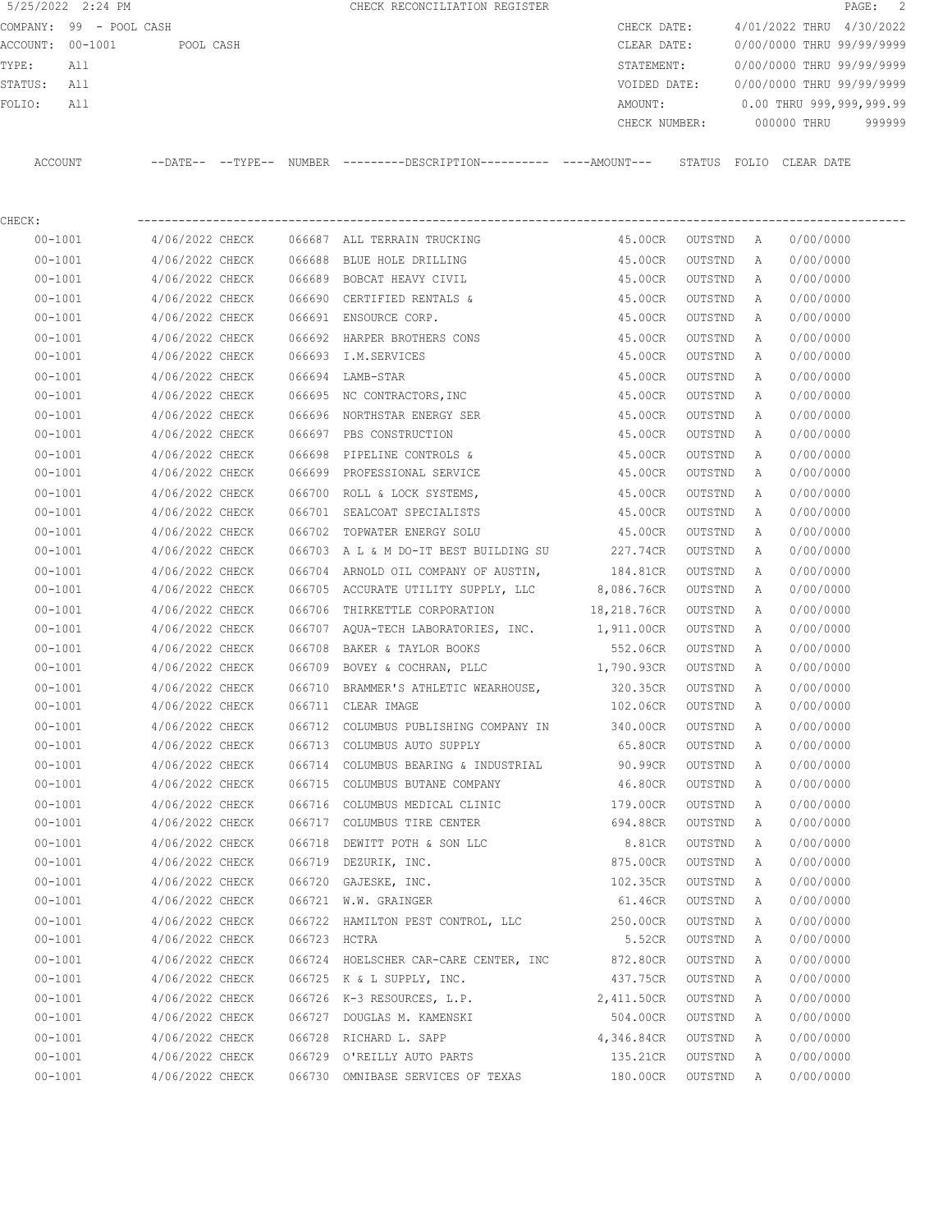5/25/2022 2:24 PM CHECK RECONCILIATION REGISTER

COMPANY: 99 - POOL CASH
ACCOUNT: 00-1001 POOL CASH
TYPE: All
STATUS: All
FOLIO: All

CHECK DATE: 4/01/2022 THRU 4/30/2022
CLEAR DATE: 0/00/0000 THRU 99/99/9999
STATEMENT: 0/00/0000 THRU 99/99/9999
VOIDED DATE: 0/00/0000 THRU 99/99/9999
AMOUNT: 0.00 THRU 999,999,999.99
CHECK NUMBER: 000000 THRU 999999

CHECK:

| ACCOUNT | --DATE-- | --TYPE-- | NUMBER | ---------DESCRIPTION---------- | ----AMOUNT--- | STATUS | FOLIO | CLEAR DATE |
|---|---|---|---|---|---|---|---|---|
| 00-1001 | 4/06/2022 | CHECK | 066687 | ALL TERRAIN TRUCKING | 45.00CR | OUTSTND | A | 0/00/0000 |
| 00-1001 | 4/06/2022 | CHECK | 066688 | BLUE HOLE DRILLING | 45.00CR | OUTSTND | A | 0/00/0000 |
| 00-1001 | 4/06/2022 | CHECK | 066689 | BOBCAT HEAVY CIVIL | 45.00CR | OUTSTND | A | 0/00/0000 |
| 00-1001 | 4/06/2022 | CHECK | 066690 | CERTIFIED RENTALS & | 45.00CR | OUTSTND | A | 0/00/0000 |
| 00-1001 | 4/06/2022 | CHECK | 066691 | ENSOURCE CORP. | 45.00CR | OUTSTND | A | 0/00/0000 |
| 00-1001 | 4/06/2022 | CHECK | 066692 | HARPER BROTHERS CONS | 45.00CR | OUTSTND | A | 0/00/0000 |
| 00-1001 | 4/06/2022 | CHECK | 066693 | I.M.SERVICES | 45.00CR | OUTSTND | A | 0/00/0000 |
| 00-1001 | 4/06/2022 | CHECK | 066694 | LAMB-STAR | 45.00CR | OUTSTND | A | 0/00/0000 |
| 00-1001 | 4/06/2022 | CHECK | 066695 | NC CONTRACTORS,INC | 45.00CR | OUTSTND | A | 0/00/0000 |
| 00-1001 | 4/06/2022 | CHECK | 066696 | NORTHSTAR ENERGY SER | 45.00CR | OUTSTND | A | 0/00/0000 |
| 00-1001 | 4/06/2022 | CHECK | 066697 | PBS CONSTRUCTION | 45.00CR | OUTSTND | A | 0/00/0000 |
| 00-1001 | 4/06/2022 | CHECK | 066698 | PIPELINE CONTROLS & | 45.00CR | OUTSTND | A | 0/00/0000 |
| 00-1001 | 4/06/2022 | CHECK | 066699 | PROFESSIONAL SERVICE | 45.00CR | OUTSTND | A | 0/00/0000 |
| 00-1001 | 4/06/2022 | CHECK | 066700 | ROLL & LOCK SYSTEMS, | 45.00CR | OUTSTND | A | 0/00/0000 |
| 00-1001 | 4/06/2022 | CHECK | 066701 | SEALCOAT SPECIALISTS | 45.00CR | OUTSTND | A | 0/00/0000 |
| 00-1001 | 4/06/2022 | CHECK | 066702 | TOPWATER ENERGY SOLU | 45.00CR | OUTSTND | A | 0/00/0000 |
| 00-1001 | 4/06/2022 | CHECK | 066703 | A L & M DO-IT BEST BUILDING SU | 227.74CR | OUTSTND | A | 0/00/0000 |
| 00-1001 | 4/06/2022 | CHECK | 066704 | ARNOLD OIL COMPANY OF AUSTIN, | 184.81CR | OUTSTND | A | 0/00/0000 |
| 00-1001 | 4/06/2022 | CHECK | 066705 | ACCURATE UTILITY SUPPLY, LLC | 8,086.76CR | OUTSTND | A | 0/00/0000 |
| 00-1001 | 4/06/2022 | CHECK | 066706 | THIRKETTLE CORPORATION | 18,218.76CR | OUTSTND | A | 0/00/0000 |
| 00-1001 | 4/06/2022 | CHECK | 066707 | AQUA-TECH LABORATORIES, INC. | 1,911.00CR | OUTSTND | A | 0/00/0000 |
| 00-1001 | 4/06/2022 | CHECK | 066708 | BAKER & TAYLOR BOOKS | 552.06CR | OUTSTND | A | 0/00/0000 |
| 00-1001 | 4/06/2022 | CHECK | 066709 | BOVEY & COCHRAN, PLLC | 1,790.93CR | OUTSTND | A | 0/00/0000 |
| 00-1001 | 4/06/2022 | CHECK | 066710 | BRAMMER'S ATHLETIC WEARHOUSE, | 320.35CR | OUTSTND | A | 0/00/0000 |
| 00-1001 | 4/06/2022 | CHECK | 066711 | CLEAR IMAGE | 102.06CR | OUTSTND | A | 0/00/0000 |
| 00-1001 | 4/06/2022 | CHECK | 066712 | COLUMBUS PUBLISHING COMPANY IN | 340.00CR | OUTSTND | A | 0/00/0000 |
| 00-1001 | 4/06/2022 | CHECK | 066713 | COLUMBUS AUTO SUPPLY | 65.80CR | OUTSTND | A | 0/00/0000 |
| 00-1001 | 4/06/2022 | CHECK | 066714 | COLUMBUS BEARING & INDUSTRIAL | 90.99CR | OUTSTND | A | 0/00/0000 |
| 00-1001 | 4/06/2022 | CHECK | 066715 | COLUMBUS BUTANE COMPANY | 46.80CR | OUTSTND | A | 0/00/0000 |
| 00-1001 | 4/06/2022 | CHECK | 066716 | COLUMBUS MEDICAL CLINIC | 179.00CR | OUTSTND | A | 0/00/0000 |
| 00-1001 | 4/06/2022 | CHECK | 066717 | COLUMBUS TIRE CENTER | 694.88CR | OUTSTND | A | 0/00/0000 |
| 00-1001 | 4/06/2022 | CHECK | 066718 | DEWITT POTH & SON LLC | 8.81CR | OUTSTND | A | 0/00/0000 |
| 00-1001 | 4/06/2022 | CHECK | 066719 | DEZURIK, INC. | 875.00CR | OUTSTND | A | 0/00/0000 |
| 00-1001 | 4/06/2022 | CHECK | 066720 | GAJESKE, INC. | 102.35CR | OUTSTND | A | 0/00/0000 |
| 00-1001 | 4/06/2022 | CHECK | 066721 | W.W. GRAINGER | 61.46CR | OUTSTND | A | 0/00/0000 |
| 00-1001 | 4/06/2022 | CHECK | 066722 | HAMILTON PEST CONTROL, LLC | 250.00CR | OUTSTND | A | 0/00/0000 |
| 00-1001 | 4/06/2022 | CHECK | 066723 | HCTRA | 5.52CR | OUTSTND | A | 0/00/0000 |
| 00-1001 | 4/06/2022 | CHECK | 066724 | HOELSCHER CAR-CARE CENTER, INC | 872.80CR | OUTSTND | A | 0/00/0000 |
| 00-1001 | 4/06/2022 | CHECK | 066725 | K & L SUPPLY, INC. | 437.75CR | OUTSTND | A | 0/00/0000 |
| 00-1001 | 4/06/2022 | CHECK | 066726 | K-3 RESOURCES, L.P. | 2,411.50CR | OUTSTND | A | 0/00/0000 |
| 00-1001 | 4/06/2022 | CHECK | 066727 | DOUGLAS M. KAMENSKI | 504.00CR | OUTSTND | A | 0/00/0000 |
| 00-1001 | 4/06/2022 | CHECK | 066728 | RICHARD L. SAPP | 4,346.84CR | OUTSTND | A | 0/00/0000 |
| 00-1001 | 4/06/2022 | CHECK | 066729 | O'REILLY AUTO PARTS | 135.21CR | OUTSTND | A | 0/00/0000 |
| 00-1001 | 4/06/2022 | CHECK | 066730 | OMNIBASE SERVICES OF TEXAS | 180.00CR | OUTSTND | A | 0/00/0000 |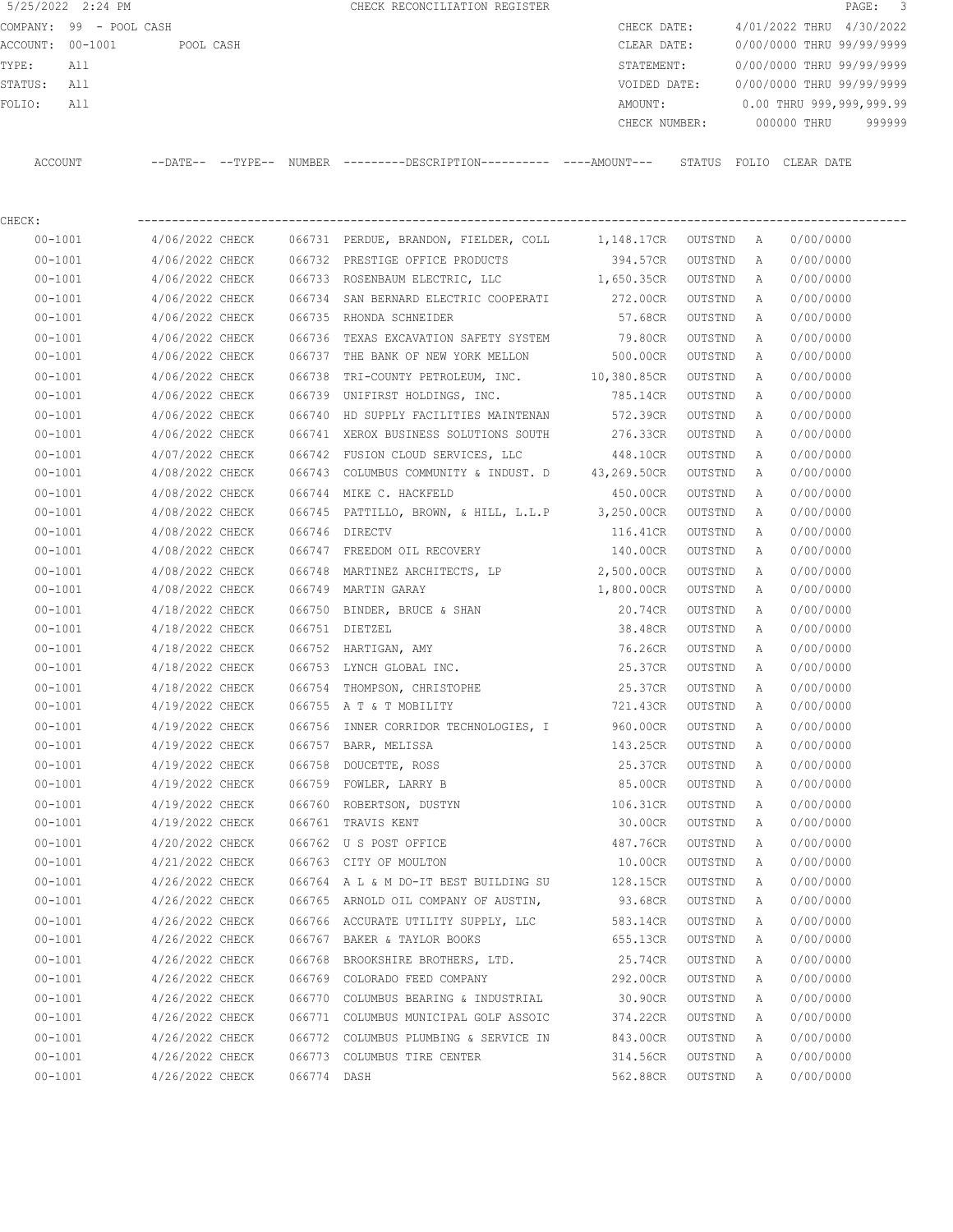5/25/2022 2:24 PM CHECK RECONCILIATION REGISTER

COMPANY: 99 - POOL CASH
ACCOUNT: 00-1001 POOL CASH
TYPE: All
STATUS: All
FOLIO: All

CHECK DATE: 4/01/2022 THRU 4/30/2022
CLEAR DATE: 0/00/0000 THRU 99/99/9999
STATEMENT: 0/00/0000 THRU 99/99/9999
VOIDED DATE: 0/00/0000 THRU 99/99/9999
AMOUNT: 0.00 THRU 999,999,999.99
CHECK NUMBER: 000000 THRU 999999

CHECK:

| ACCOUNT | --DATE-- | --TYPE-- | NUMBER | ---------DESCRIPTION---------- | ----AMOUNT--- | STATUS | FOLIO | CLEAR DATE |
|---|---|---|---|---|---|---|---|---|
| 00-1001 | 4/06/2022 | CHECK | 066731 | PERDUE, BRANDON, FIELDER, COLL | 1,148.17CR | OUTSTND | A | 0/00/0000 |
| 00-1001 | 4/06/2022 | CHECK | 066732 | PRESTIGE OFFICE PRODUCTS | 394.57CR | OUTSTND | A | 0/00/0000 |
| 00-1001 | 4/06/2022 | CHECK | 066733 | ROSENBAUM ELECTRIC, LLC | 1,650.35CR | OUTSTND | A | 0/00/0000 |
| 00-1001 | 4/06/2022 | CHECK | 066734 | SAN BERNARD ELECTRIC COOPERATI | 272.00CR | OUTSTND | A | 0/00/0000 |
| 00-1001 | 4/06/2022 | CHECK | 066735 | RHONDA SCHNEIDER | 57.68CR | OUTSTND | A | 0/00/0000 |
| 00-1001 | 4/06/2022 | CHECK | 066736 | TEXAS EXCAVATION SAFETY SYSTEM | 79.80CR | OUTSTND | A | 0/00/0000 |
| 00-1001 | 4/06/2022 | CHECK | 066737 | THE BANK OF NEW YORK MELLON | 500.00CR | OUTSTND | A | 0/00/0000 |
| 00-1001 | 4/06/2022 | CHECK | 066738 | TRI-COUNTY PETROLEUM, INC. | 10,380.85CR | OUTSTND | A | 0/00/0000 |
| 00-1001 | 4/06/2022 | CHECK | 066739 | UNIFIRST HOLDINGS, INC. | 785.14CR | OUTSTND | A | 0/00/0000 |
| 00-1001 | 4/06/2022 | CHECK | 066740 | HD SUPPLY FACILITIES MAINTENAN | 572.39CR | OUTSTND | A | 0/00/0000 |
| 00-1001 | 4/06/2022 | CHECK | 066741 | XEROX BUSINESS SOLUTIONS SOUTH | 276.33CR | OUTSTND | A | 0/00/0000 |
| 00-1001 | 4/07/2022 | CHECK | 066742 | FUSION CLOUD SERVICES, LLC | 448.10CR | OUTSTND | A | 0/00/0000 |
| 00-1001 | 4/08/2022 | CHECK | 066743 | COLUMBUS COMMUNITY & INDUST. D | 43,269.50CR | OUTSTND | A | 0/00/0000 |
| 00-1001 | 4/08/2022 | CHECK | 066744 | MIKE C. HACKFELD | 450.00CR | OUTSTND | A | 0/00/0000 |
| 00-1001 | 4/08/2022 | CHECK | 066745 | PATTILLO, BROWN, & HILL, L.L.P | 3,250.00CR | OUTSTND | A | 0/00/0000 |
| 00-1001 | 4/08/2022 | CHECK | 066746 | DIRECTV | 116.41CR | OUTSTND | A | 0/00/0000 |
| 00-1001 | 4/08/2022 | CHECK | 066747 | FREEDOM OIL RECOVERY | 140.00CR | OUTSTND | A | 0/00/0000 |
| 00-1001 | 4/08/2022 | CHECK | 066748 | MARTINEZ ARCHITECTS, LP | 2,500.00CR | OUTSTND | A | 0/00/0000 |
| 00-1001 | 4/08/2022 | CHECK | 066749 | MARTIN GARAY | 1,800.00CR | OUTSTND | A | 0/00/0000 |
| 00-1001 | 4/18/2022 | CHECK | 066750 | BINDER, BRUCE & SHAN | 20.74CR | OUTSTND | A | 0/00/0000 |
| 00-1001 | 4/18/2022 | CHECK | 066751 | DIETZEL | 38.48CR | OUTSTND | A | 0/00/0000 |
| 00-1001 | 4/18/2022 | CHECK | 066752 | HARTIGAN, AMY | 76.26CR | OUTSTND | A | 0/00/0000 |
| 00-1001 | 4/18/2022 | CHECK | 066753 | LYNCH GLOBAL INC. | 25.37CR | OUTSTND | A | 0/00/0000 |
| 00-1001 | 4/18/2022 | CHECK | 066754 | THOMPSON, CHRISTOPHE | 25.37CR | OUTSTND | A | 0/00/0000 |
| 00-1001 | 4/19/2022 | CHECK | 066755 | A T & T MOBILITY | 721.43CR | OUTSTND | A | 0/00/0000 |
| 00-1001 | 4/19/2022 | CHECK | 066756 | INNER CORRIDOR TECHNOLOGIES, I | 960.00CR | OUTSTND | A | 0/00/0000 |
| 00-1001 | 4/19/2022 | CHECK | 066757 | BARR, MELISSA | 143.25CR | OUTSTND | A | 0/00/0000 |
| 00-1001 | 4/19/2022 | CHECK | 066758 | DOUCETTE, ROSS | 25.37CR | OUTSTND | A | 0/00/0000 |
| 00-1001 | 4/19/2022 | CHECK | 066759 | FOWLER, LARRY B | 85.00CR | OUTSTND | A | 0/00/0000 |
| 00-1001 | 4/19/2022 | CHECK | 066760 | ROBERTSON, DUSTYN | 106.31CR | OUTSTND | A | 0/00/0000 |
| 00-1001 | 4/19/2022 | CHECK | 066761 | TRAVIS KENT | 30.00CR | OUTSTND | A | 0/00/0000 |
| 00-1001 | 4/20/2022 | CHECK | 066762 | U S POST OFFICE | 487.76CR | OUTSTND | A | 0/00/0000 |
| 00-1001 | 4/21/2022 | CHECK | 066763 | CITY OF MOULTON | 10.00CR | OUTSTND | A | 0/00/0000 |
| 00-1001 | 4/26/2022 | CHECK | 066764 | A L & M DO-IT BEST BUILDING SU | 128.15CR | OUTSTND | A | 0/00/0000 |
| 00-1001 | 4/26/2022 | CHECK | 066765 | ARNOLD OIL COMPANY OF AUSTIN, | 93.68CR | OUTSTND | A | 0/00/0000 |
| 00-1001 | 4/26/2022 | CHECK | 066766 | ACCURATE UTILITY SUPPLY, LLC | 583.14CR | OUTSTND | A | 0/00/0000 |
| 00-1001 | 4/26/2022 | CHECK | 066767 | BAKER & TAYLOR BOOKS | 655.13CR | OUTSTND | A | 0/00/0000 |
| 00-1001 | 4/26/2022 | CHECK | 066768 | BROOKSHIRE BROTHERS, LTD. | 25.74CR | OUTSTND | A | 0/00/0000 |
| 00-1001 | 4/26/2022 | CHECK | 066769 | COLORADO FEED COMPANY | 292.00CR | OUTSTND | A | 0/00/0000 |
| 00-1001 | 4/26/2022 | CHECK | 066770 | COLUMBUS BEARING & INDUSTRIAL | 30.90CR | OUTSTND | A | 0/00/0000 |
| 00-1001 | 4/26/2022 | CHECK | 066771 | COLUMBUS MUNICIPAL GOLF ASSOIC | 374.22CR | OUTSTND | A | 0/00/0000 |
| 00-1001 | 4/26/2022 | CHECK | 066772 | COLUMBUS PLUMBING & SERVICE IN | 843.00CR | OUTSTND | A | 0/00/0000 |
| 00-1001 | 4/26/2022 | CHECK | 066773 | COLUMBUS TIRE CENTER | 314.56CR | OUTSTND | A | 0/00/0000 |
| 00-1001 | 4/26/2022 | CHECK | 066774 | DASH | 562.88CR | OUTSTND | A | 0/00/0000 |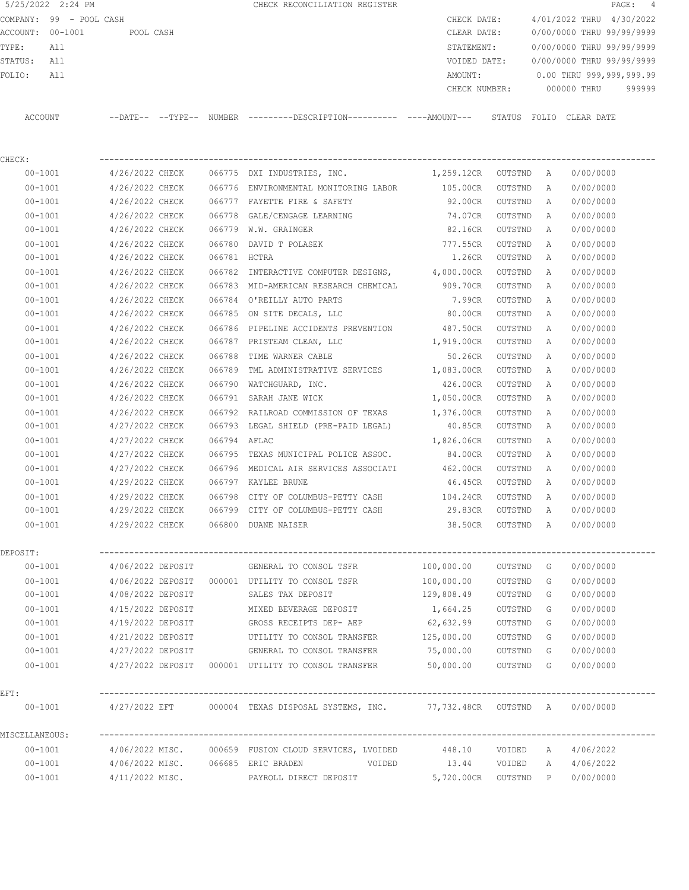5/25/2022 2:24 PM CHECK RECONCILIATION REGISTER

| | | | |
|---|---|---|---|
| COMPANY: 99 - POOL CASH | | CHECK DATE: | 4/01/2022 THRU 4/30/2022 |
| ACCOUNT: 00-1001 POOL CASH | | CLEAR DATE: | 0/00/0000 THRU 99/99/9999 |
| TYPE: All | | STATEMENT: | 0/00/0000 THRU 99/99/9999 |
| STATUS: All | | VOIDED DATE: | 0/00/0000 THRU 99/99/9999 |
| FOLIO: All | | AMOUNT: | 0.00 THRU 999,999,999.99 |
| | | CHECK NUMBER: | 000000 THRU 999999 |

| ACCOUNT | --DATE-- | --TYPE-- | NUMBER | ---------DESCRIPTION---------- | ----AMOUNT--- | STATUS | FOLIO | CLEAR DATE |
|---|---|---|---|---|---|---|---|---|
| **CHECK:** | | | | | | | | |
| 00-1001 | 4/26/2022 | CHECK | 066775 | DXI INDUSTRIES, INC. | 1,259.12CR | OUTSTND | A | 0/00/0000 |
| 00-1001 | 4/26/2022 | CHECK | 066776 | ENVIRONMENTAL MONITORING LABOR | 105.00CR | OUTSTND | A | 0/00/0000 |
| 00-1001 | 4/26/2022 | CHECK | 066777 | FAYETTE FIRE & SAFETY | 92.00CR | OUTSTND | A | 0/00/0000 |
| 00-1001 | 4/26/2022 | CHECK | 066778 | GALE/CENGAGE LEARNING | 74.07CR | OUTSTND | A | 0/00/0000 |
| 00-1001 | 4/26/2022 | CHECK | 066779 | W.W. GRAINGER | 82.16CR | OUTSTND | A | 0/00/0000 |
| 00-1001 | 4/26/2022 | CHECK | 066780 | DAVID T POLASEK | 777.55CR | OUTSTND | A | 0/00/0000 |
| 00-1001 | 4/26/2022 | CHECK | 066781 | HCTRA | 1.26CR | OUTSTND | A | 0/00/0000 |
| 00-1001 | 4/26/2022 | CHECK | 066782 | INTERACTIVE COMPUTER DESIGNS, | 4,000.00CR | OUTSTND | A | 0/00/0000 |
| 00-1001 | 4/26/2022 | CHECK | 066783 | MID-AMERICAN RESEARCH CHEMICAL | 909.70CR | OUTSTND | A | 0/00/0000 |
| 00-1001 | 4/26/2022 | CHECK | 066784 | O'REILLY AUTO PARTS | 7.99CR | OUTSTND | A | 0/00/0000 |
| 00-1001 | 4/26/2022 | CHECK | 066785 | ON SITE DECALS, LLC | 80.00CR | OUTSTND | A | 0/00/0000 |
| 00-1001 | 4/26/2022 | CHECK | 066786 | PIPELINE ACCIDENTS PREVENTION | 487.50CR | OUTSTND | A | 0/00/0000 |
| 00-1001 | 4/26/2022 | CHECK | 066787 | PRISTEAM CLEAN, LLC | 1,919.00CR | OUTSTND | A | 0/00/0000 |
| 00-1001 | 4/26/2022 | CHECK | 066788 | TIME WARNER CABLE | 50.26CR | OUTSTND | A | 0/00/0000 |
| 00-1001 | 4/26/2022 | CHECK | 066789 | TML ADMINISTRATIVE SERVICES | 1,083.00CR | OUTSTND | A | 0/00/0000 |
| 00-1001 | 4/26/2022 | CHECK | 066790 | WATCHGUARD, INC. | 426.00CR | OUTSTND | A | 0/00/0000 |
| 00-1001 | 4/26/2022 | CHECK | 066791 | SARAH JANE WICK | 1,050.00CR | OUTSTND | A | 0/00/0000 |
| 00-1001 | 4/26/2022 | CHECK | 066792 | RAILROAD COMMISSION OF TEXAS | 1,376.00CR | OUTSTND | A | 0/00/0000 |
| 00-1001 | 4/27/2022 | CHECK | 066793 | LEGAL SHIELD (PRE-PAID LEGAL) | 40.85CR | OUTSTND | A | 0/00/0000 |
| 00-1001 | 4/27/2022 | CHECK | 066794 | AFLAC | 1,826.06CR | OUTSTND | A | 0/00/0000 |
| 00-1001 | 4/27/2022 | CHECK | 066795 | TEXAS MUNICIPAL POLICE ASSOC. | 84.00CR | OUTSTND | A | 0/00/0000 |
| 00-1001 | 4/27/2022 | CHECK | 066796 | MEDICAL AIR SERVICES ASSOCIATI | 462.00CR | OUTSTND | A | 0/00/0000 |
| 00-1001 | 4/29/2022 | CHECK | 066797 | KAYLEE BRUNE | 46.45CR | OUTSTND | A | 0/00/0000 |
| 00-1001 | 4/29/2022 | CHECK | 066798 | CITY OF COLUMBUS-PETTY CASH | 104.24CR | OUTSTND | A | 0/00/0000 |
| 00-1001 | 4/29/2022 | CHECK | 066799 | CITY OF COLUMBUS-PETTY CASH | 29.83CR | OUTSTND | A | 0/00/0000 |
| 00-1001 | 4/29/2022 | CHECK | 066800 | DUANE NAISER | 38.50CR | OUTSTND | A | 0/00/0000 |
| **DEPOSIT:** | | | | | | | | |
| 00-1001 | 4/06/2022 | DEPOSIT | | GENERAL TO CONSOL TSFR | 100,000.00 | OUTSTND | G | 0/00/0000 |
| 00-1001 | 4/06/2022 | DEPOSIT | 000001 | UTILITY TO CONSOL TSFR | 100,000.00 | OUTSTND | G | 0/00/0000 |
| 00-1001 | 4/08/2022 | DEPOSIT | | SALES TAX DEPOSIT | 129,808.49 | OUTSTND | G | 0/00/0000 |
| 00-1001 | 4/15/2022 | DEPOSIT | | MIXED BEVERAGE DEPOSIT | 1,664.25 | OUTSTND | G | 0/00/0000 |
| 00-1001 | 4/19/2022 | DEPOSIT | | GROSS RECEIPTS DEP- AEP | 62,632.99 | OUTSTND | G | 0/00/0000 |
| 00-1001 | 4/21/2022 | DEPOSIT | | UTILITY TO CONSOL TRANSFER | 125,000.00 | OUTSTND | G | 0/00/0000 |
| 00-1001 | 4/27/2022 | DEPOSIT | | GENERAL TO CONSOL TRANSFER | 75,000.00 | OUTSTND | G | 0/00/0000 |
| 00-1001 | 4/27/2022 | DEPOSIT | 000001 | UTILITY TO CONSOL TRANSFER | 50,000.00 | OUTSTND | G | 0/00/0000 |
| **EFT:** | | | | | | | | |
| 00-1001 | 4/27/2022 | EFT | 000004 | TEXAS DISPOSAL SYSTEMS, INC. | 77,732.48CR | OUTSTND | A | 0/00/0000 |
| **MISCELLANEOUS:** | | | | | | | | |
| 00-1001 | 4/06/2022 | MISC. | 000659 | FUSION CLOUD SERVICES, LVOIDED | 448.10 | VOIDED | A | 4/06/2022 |
| 00-1001 | 4/06/2022 | MISC. | 066685 | ERIC BRADEN VOIDED | 13.44 | VOIDED | A | 4/06/2022 |
| 00-1001 | 4/11/2022 | MISC. | | PAYROLL DIRECT DEPOSIT | 5,720.00CR | OUTSTND | P | 0/00/0000 |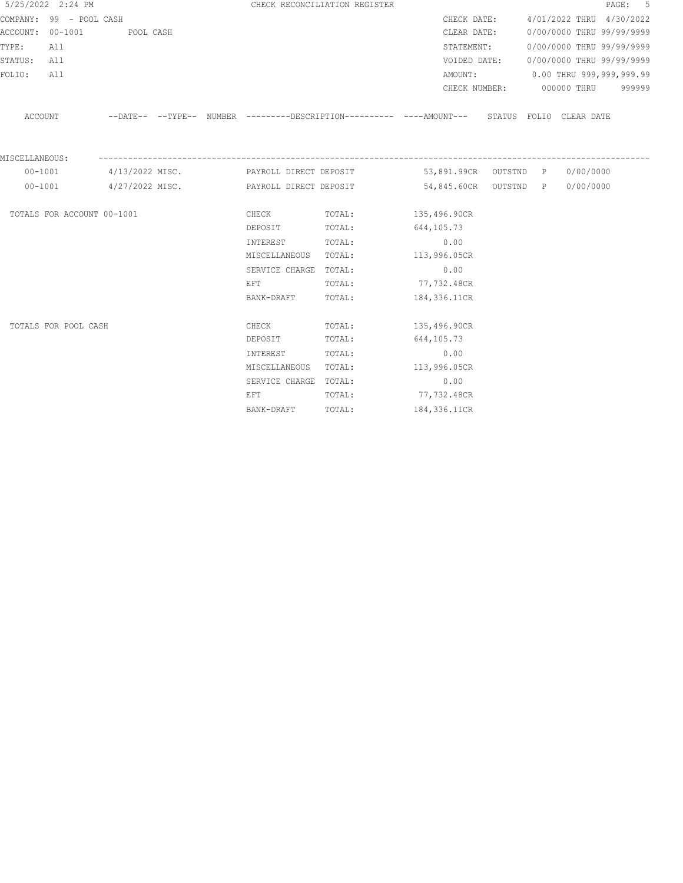CHECK RECONCILIATION REGISTER

COMPANY: 99 - POOL CASH
ACCOUNT: 00-1001 POOL CASH
TYPE: All
STATUS: All
FOLIO: All

CHECK DATE: 4/01/2022 THRU 4/30/2022
CLEAR DATE: 0/00/0000 THRU 99/99/9999
STATEMENT: 0/00/0000 THRU 99/99/9999
VOIDED DATE: 0/00/0000 THRU 99/99/9999
AMOUNT: 0.00 THRU 999,999,999.99
CHECK NUMBER: 000000 THRU 999999

| ACCOUNT | --DATE-- | --TYPE-- | NUMBER | ---------DESCRIPTION---------- | ----AMOUNT--- | STATUS | FOLIO | CLEAR DATE |
|---|---|---|---|---|---|---|---|---|
| MISCELLANEOUS: | | | | | | | | |
| 00-1001 | 4/13/2022 | MISC. | | PAYROLL DIRECT DEPOSIT | 53,891.99CR | OUTSTND | P | 0/00/0000 |
| 00-1001 | 4/27/2022 | MISC. | | PAYROLL DIRECT DEPOSIT | 54,845.60CR | OUTSTND | P | 0/00/0000 |

| | | | |
|---|---|---|---|
| TOTALS FOR ACCOUNT 00-1001 | CHECK | TOTAL: | 135,496.90CR |
| | DEPOSIT | TOTAL: | 644,105.73 |
| | INTEREST | TOTAL: | 0.00 |
| | MISCELLANEOUS | TOTAL: | 113,996.05CR |
| | SERVICE CHARGE | TOTAL: | 0.00 |
| | EFT | TOTAL: | 77,732.48CR |
| | BANK-DRAFT | TOTAL: | 184,336.11CR |
| TOTALS FOR POOL CASH | CHECK | TOTAL: | 135,496.90CR |
| | DEPOSIT | TOTAL: | 644,105.73 |
| | INTEREST | TOTAL: | 0.00 |
| | MISCELLANEOUS | TOTAL: | 113,996.05CR |
| | SERVICE CHARGE | TOTAL: | 0.00 |
| | EFT | TOTAL: | 77,732.48CR |
| | BANK-DRAFT | TOTAL: | 184,336.11CR |